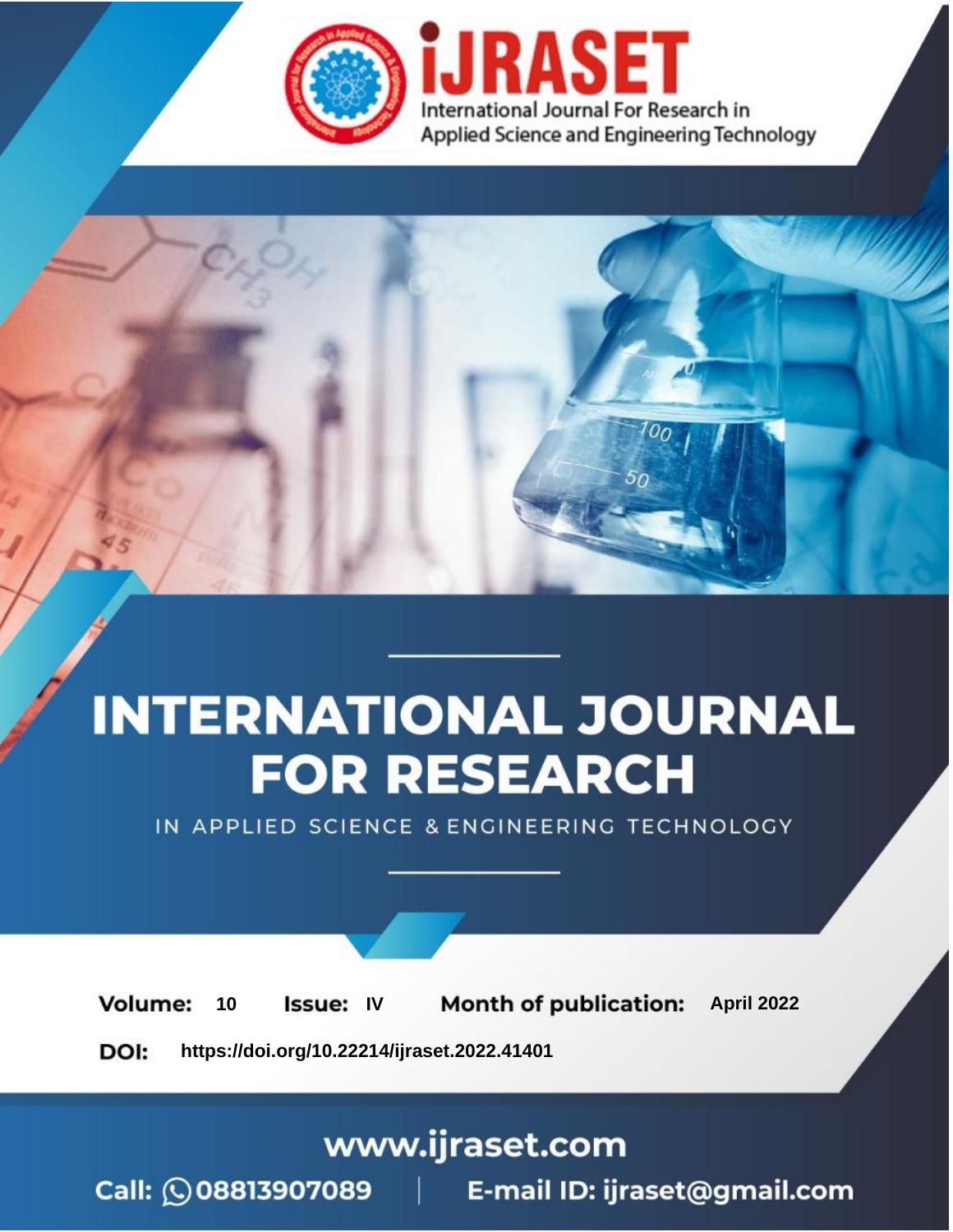iJRASET

International Journal For Research in Applied Science and Engineering Technology

# INTERNATIONAL JOURNAL FOR RESEARCH

IN APPLIED SCIENCE & ENGINEERING TECHNOLOGY

**Volume:** 10 **Issue:** IV **Month of publication:** April 2022

**DOI:** https://doi.org/10.22214/ijraset.2022.41401

www.ijraset.com

Call: 08813907089 | E-mail ID: ijraset@gmail.com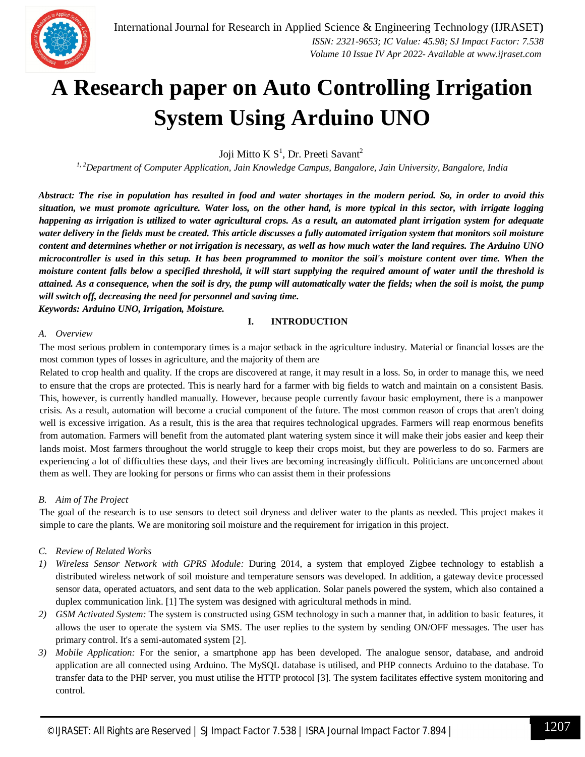# A Research paper on Auto Controlling Irrigation System Using Arduino UNO

Joji Mitto K S[1], Dr. Preeti Savant[2]

[1, 2]*Department of Computer Application, Jain Knowledge Campus, Bangalore, Jain University, Bangalore, India*

***Abstract:** The rise in population has resulted in food and water shortages in the modern period. So, in order to avoid this situation, we must promote agriculture. Water loss, on the other hand, is more typical in this sector, with irrigate logging happening as irrigation is utilized to water agricultural crops. As a result, an automated plant irrigation system for adequate water delivery in the fields must be created. This article discusses a fully automated irrigation system that monitors soil moisture content and determines whether or not irrigation is necessary, as well as how much water the land requires. The Arduino UNO microcontroller is used in this setup. It has been programmed to monitor the soil's moisture content over time. When the moisture content falls below a specified threshold, it will start supplying the required amount of water until the threshold is attained. As a consequence, when the soil is dry, the pump will automatically water the fields; when the soil is moist, the pump will switch off, decreasing the need for personnel and saving time.*

***Keywords:** Arduino UNO, Irrigation, Moisture.*

## I. INTRODUCTION

### A. Overview

The most serious problem in contemporary times is a major setback in the agriculture industry. Material or financial losses are the most common types of losses in agriculture, and the majority of them are

Related to crop health and quality. If the crops are discovered at range, it may result in a loss. So, in order to manage this, we need to ensure that the crops are protected. This is nearly hard for a farmer with big fields to watch and maintain on a consistent Basis. This, however, is currently handled manually. However, because people currently favour basic employment, there is a manpower crisis. As a result, automation will become a crucial component of the future. The most common reason of crops that aren't doing well is excessive irrigation. As a result, this is the area that requires technological upgrades. Farmers will reap enormous benefits from automation. Farmers will benefit from the automated plant watering system since it will make their jobs easier and keep their lands moist. Most farmers throughout the world struggle to keep their crops moist, but they are powerless to do so. Farmers are experiencing a lot of difficulties these days, and their lives are becoming increasingly difficult. Politicians are unconcerned about them as well. They are looking for persons or firms who can assist them in their professions

### B. Aim of The Project

The goal of the research is to use sensors to detect soil dryness and deliver water to the plants as needed. This project makes it simple to care the plants. We are monitoring soil moisture and the requirement for irrigation in this project.

### C. Review of Related Works

1) *Wireless Sensor Network with GPRS Module:* During 2014, a system that employed Zigbee technology to establish a distributed wireless network of soil moisture and temperature sensors was developed. In addition, a gateway device processed sensor data, operated actuators, and sent data to the web application. Solar panels powered the system, which also contained a duplex communication link. [1] The system was designed with agricultural methods in mind.
2) *GSM Activated System:* The system is constructed using GSM technology in such a manner that, in addition to basic features, it allows the user to operate the system via SMS. The user replies to the system by sending ON/OFF messages. The user has primary control. It's a semi-automated system [2].
3) *Mobile Application:* For the senior, a smartphone app has been developed. The analogue sensor, database, and android application are all connected using Arduino. The MySQL database is utilised, and PHP connects Arduino to the database. To transfer data to the PHP server, you must utilise the HTTP protocol [3]. The system facilitates effective system monitoring and control.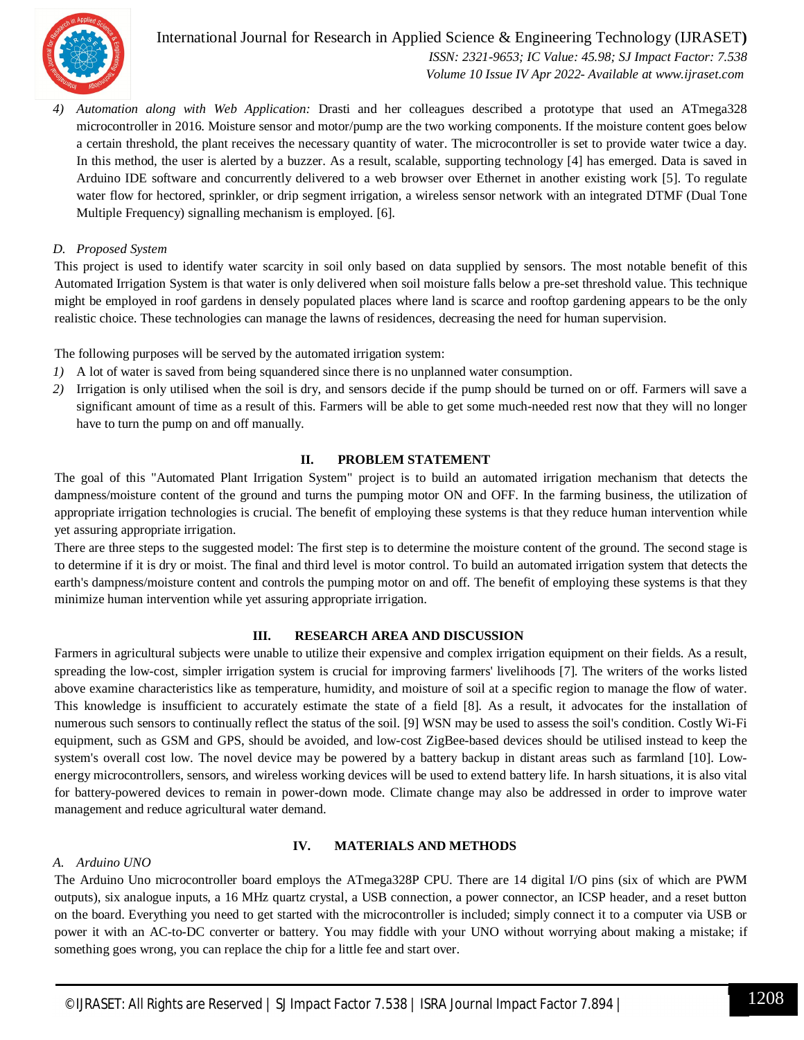4) *Automation along with Web Application:* Drasti and her colleagues described a prototype that used an ATmega328 microcontroller in 2016. Moisture sensor and motor/pump are the two working components. If the moisture content goes below a certain threshold, the plant receives the necessary quantity of water. The microcontroller is set to provide water twice a day. In this method, the user is alerted by a buzzer. As a result, scalable, supporting technology [4] has emerged. Data is saved in Arduino IDE software and concurrently delivered to a web browser over Ethernet in another existing work [5]. To regulate water flow for hectored, sprinkler, or drip segment irrigation, a wireless sensor network with an integrated DTMF (Dual Tone Multiple Frequency) signalling mechanism is employed. [6].

### D. Proposed System

This project is used to identify water scarcity in soil only based on data supplied by sensors. The most notable benefit of this Automated Irrigation System is that water is only delivered when soil moisture falls below a pre-set threshold value. This technique might be employed in roof gardens in densely populated places where land is scarce and rooftop gardening appears to be the only realistic choice. These technologies can manage the lawns of residences, decreasing the need for human supervision.

The following purposes will be served by the automated irrigation system:

1) A lot of water is saved from being squandered since there is no unplanned water consumption.
2) Irrigation is only utilised when the soil is dry, and sensors decide if the pump should be turned on or off. Farmers will save a significant amount of time as a result of this. Farmers will be able to get some much-needed rest now that they will no longer have to turn the pump on and off manually.

## II. PROBLEM STATEMENT

The goal of this "Automated Plant Irrigation System" project is to build an automated irrigation mechanism that detects the dampness/moisture content of the ground and turns the pumping motor ON and OFF. In the farming business, the utilization of appropriate irrigation technologies is crucial. The benefit of employing these systems is that they reduce human intervention while yet assuring appropriate irrigation.

There are three steps to the suggested model: The first step is to determine the moisture content of the ground. The second stage is to determine if it is dry or moist. The final and third level is motor control. To build an automated irrigation system that detects the earth's dampness/moisture content and controls the pumping motor on and off. The benefit of employing these systems is that they minimize human intervention while yet assuring appropriate irrigation.

## III. RESEARCH AREA AND DISCUSSION

Farmers in agricultural subjects were unable to utilize their expensive and complex irrigation equipment on their fields. As a result, spreading the low-cost, simpler irrigation system is crucial for improving farmers' livelihoods [7]. The writers of the works listed above examine characteristics like as temperature, humidity, and moisture of soil at a specific region to manage the flow of water. This knowledge is insufficient to accurately estimate the state of a field [8]. As a result, it advocates for the installation of numerous such sensors to continually reflect the status of the soil. [9] WSN may be used to assess the soil's condition. Costly Wi-Fi equipment, such as GSM and GPS, should be avoided, and low-cost ZigBee-based devices should be utilised instead to keep the system's overall cost low. The novel device may be powered by a battery backup in distant areas such as farmland [10]. Low-energy microcontrollers, sensors, and wireless working devices will be used to extend battery life. In harsh situations, it is also vital for battery-powered devices to remain in power-down mode. Climate change may also be addressed in order to improve water management and reduce agricultural water demand.

## IV. MATERIALS AND METHODS

### A. Arduino UNO

The Arduino Uno microcontroller board employs the ATmega328P CPU. There are 14 digital I/O pins (six of which are PWM outputs), six analogue inputs, a 16 MHz quartz crystal, a USB connection, a power connector, an ICSP header, and a reset button on the board. Everything you need to get started with the microcontroller is included; simply connect it to a computer via USB or power it with an AC-to-DC converter or battery. You may fiddle with your UNO without worrying about making a mistake; if something goes wrong, you can replace the chip for a little fee and start over.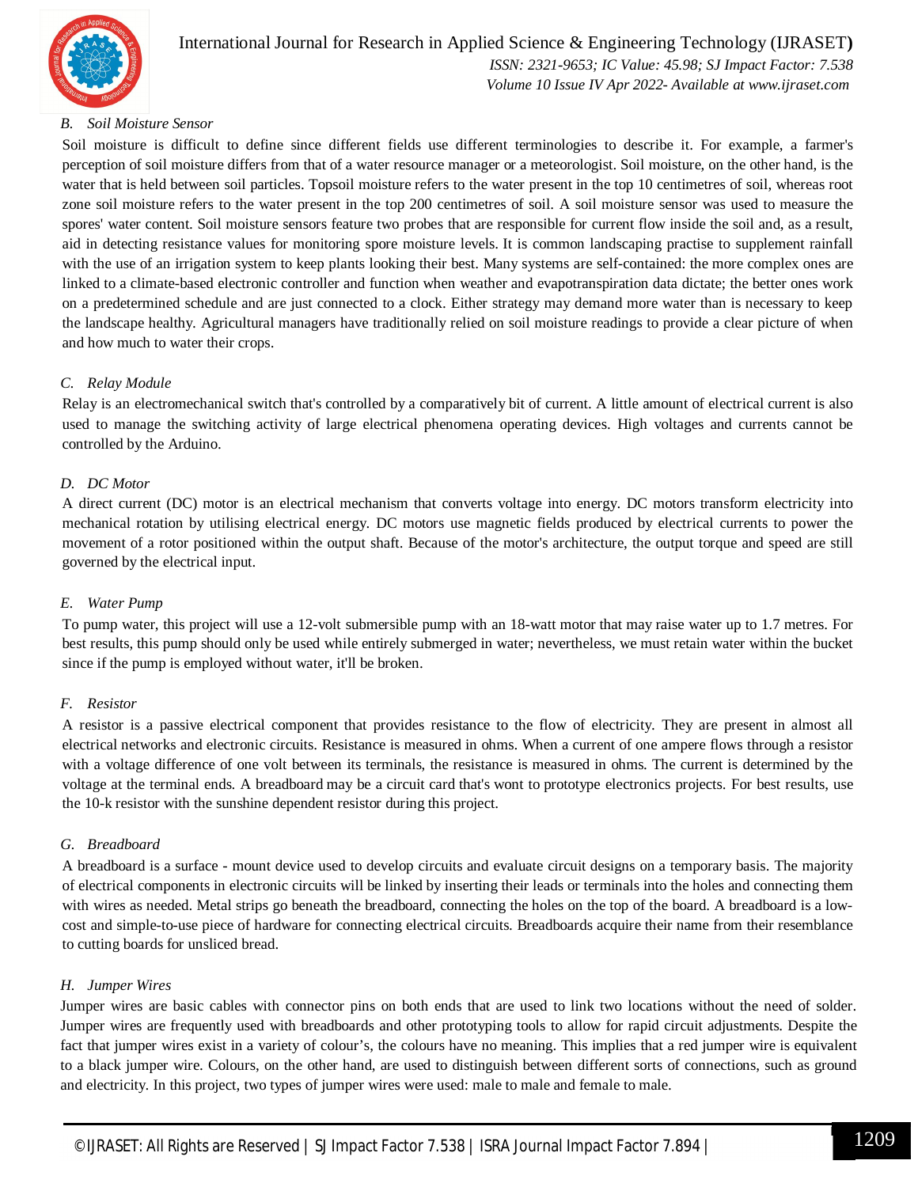### B. Soil Moisture Sensor

Soil moisture is difficult to define since different fields use different terminologies to describe it. For example, a farmer's perception of soil moisture differs from that of a water resource manager or a meteorologist. Soil moisture, on the other hand, is the water that is held between soil particles. Topsoil moisture refers to the water present in the top 10 centimetres of soil, whereas root zone soil moisture refers to the water present in the top 200 centimetres of soil. A soil moisture sensor was used to measure the spores' water content. Soil moisture sensors feature two probes that are responsible for current flow inside the soil and, as a result, aid in detecting resistance values for monitoring spore moisture levels. It is common landscaping practise to supplement rainfall with the use of an irrigation system to keep plants looking their best. Many systems are self-contained: the more complex ones are linked to a climate-based electronic controller and function when weather and evapotranspiration data dictate; the better ones work on a predetermined schedule and are just connected to a clock. Either strategy may demand more water than is necessary to keep the landscape healthy. Agricultural managers have traditionally relied on soil moisture readings to provide a clear picture of when and how much to water their crops.

### C. Relay Module

Relay is an electromechanical switch that's controlled by a comparatively bit of current. A little amount of electrical current is also used to manage the switching activity of large electrical phenomena operating devices. High voltages and currents cannot be controlled by the Arduino.

### D. DC Motor

A direct current (DC) motor is an electrical mechanism that converts voltage into energy. DC motors transform electricity into mechanical rotation by utilising electrical energy. DC motors use magnetic fields produced by electrical currents to power the movement of a rotor positioned within the output shaft. Because of the motor's architecture, the output torque and speed are still governed by the electrical input.

### E. Water Pump

To pump water, this project will use a 12-volt submersible pump with an 18-watt motor that may raise water up to 1.7 metres. For best results, this pump should only be used while entirely submerged in water; nevertheless, we must retain water within the bucket since if the pump is employed without water, it'll be broken.

### F. Resistor

A resistor is a passive electrical component that provides resistance to the flow of electricity. They are present in almost all electrical networks and electronic circuits. Resistance is measured in ohms. When a current of one ampere flows through a resistor with a voltage difference of one volt between its terminals, the resistance is measured in ohms. The current is determined by the voltage at the terminal ends. A breadboard may be a circuit card that's wont to prototype electronics projects. For best results, use the 10-k resistor with the sunshine dependent resistor during this project.

### G. Breadboard

A breadboard is a surface - mount device used to develop circuits and evaluate circuit designs on a temporary basis. The majority of electrical components in electronic circuits will be linked by inserting their leads or terminals into the holes and connecting them with wires as needed. Metal strips go beneath the breadboard, connecting the holes on the top of the board. A breadboard is a low-cost and simple-to-use piece of hardware for connecting electrical circuits. Breadboards acquire their name from their resemblance to cutting boards for unsliced bread.

### H. Jumper Wires

Jumper wires are basic cables with connector pins on both ends that are used to link two locations without the need of solder. Jumper wires are frequently used with breadboards and other prototyping tools to allow for rapid circuit adjustments. Despite the fact that jumper wires exist in a variety of colour's, the colours have no meaning. This implies that a red jumper wire is equivalent to a black jumper wire. Colours, on the other hand, are used to distinguish between different sorts of connections, such as ground and electricity. In this project, two types of jumper wires were used: male to male and female to male.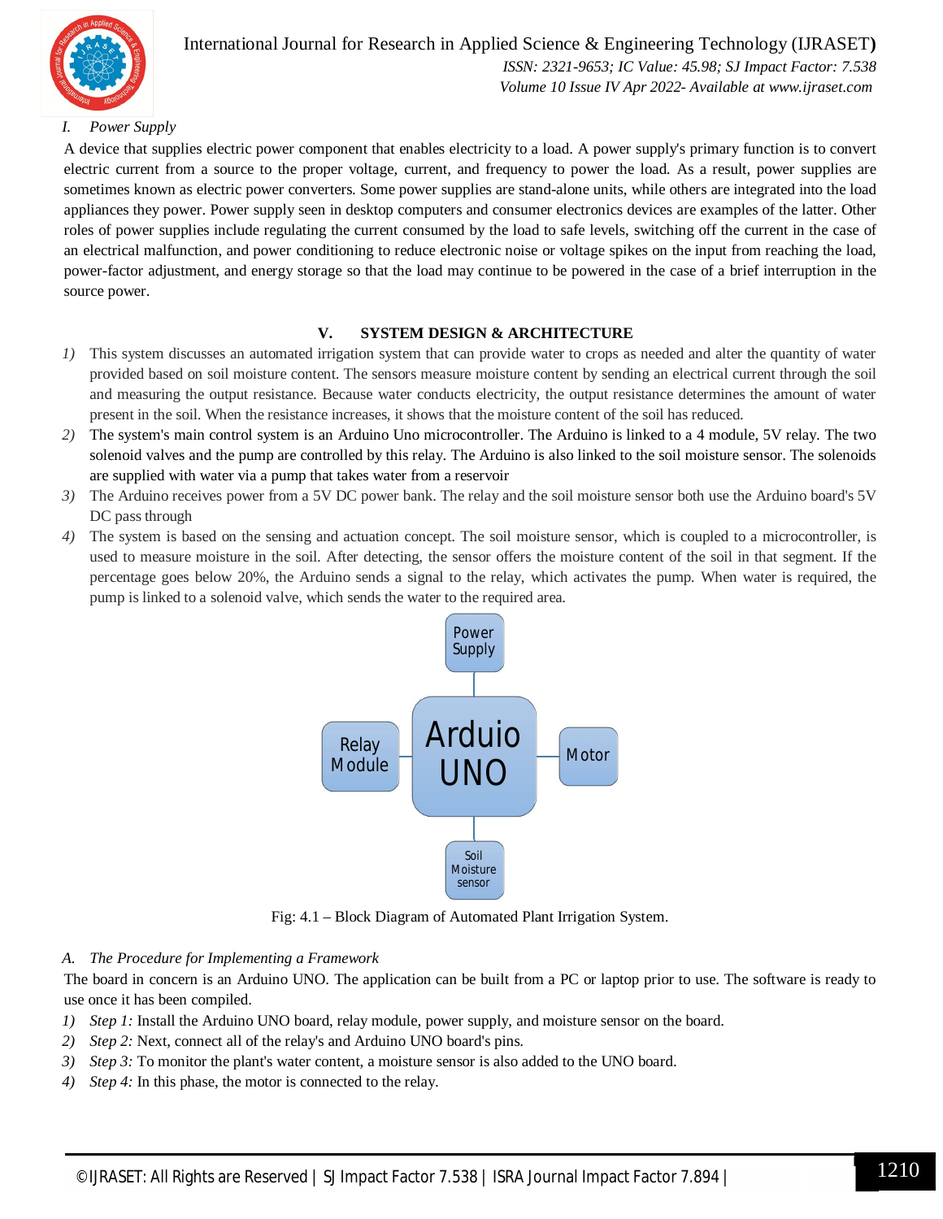### I. Power Supply

A device that supplies electric power component that enables electricity to a load. A power supply's primary function is to convert electric current from a source to the proper voltage, current, and frequency to power the load. As a result, power supplies are sometimes known as electric power converters. Some power supplies are stand-alone units, while others are integrated into the load appliances they power. Power supply seen in desktop computers and consumer electronics devices are examples of the latter. Other roles of power supplies include regulating the current consumed by the load to safe levels, switching off the current in the case of an electrical malfunction, and power conditioning to reduce electronic noise or voltage spikes on the input from reaching the load, power-factor adjustment, and energy storage so that the load may continue to be powered in the case of a brief interruption in the source power.

## V. SYSTEM DESIGN & ARCHITECTURE

1) This system discusses an automated irrigation system that can provide water to crops as needed and alter the quantity of water provided based on soil moisture content. The sensors measure moisture content by sending an electrical current through the soil and measuring the output resistance. Because water conducts electricity, the output resistance determines the amount of water present in the soil. When the resistance increases, it shows that the moisture content of the soil has reduced.
2) The system's main control system is an Arduino Uno microcontroller. The Arduino is linked to a 4 module, 5V relay. The two solenoid valves and the pump are controlled by this relay. The Arduino is also linked to the soil moisture sensor. The solenoids are supplied with water via a pump that takes water from a reservoir
3) The Arduino receives power from a 5V DC power bank. The relay and the soil moisture sensor both use the Arduino board's 5V DC pass through
4) The system is based on the sensing and actuation concept. The soil moisture sensor, which is coupled to a microcontroller, is used to measure moisture in the soil. After detecting, the sensor offers the moisture content of the soil in that segment. If the percentage goes below 20%, the Arduino sends a signal to the relay, which activates the pump. When water is required, the pump is linked to a solenoid valve, which sends the water to the required area.

Power Supply

Relay Module — Arduio UNO — Motor

Soil Moisture sensor

Fig: 4.1 – Block Diagram of Automated Plant Irrigation System.

### A. The Procedure for Implementing a Framework

The board in concern is an Arduino UNO. The application can be built from a PC or laptop prior to use. The software is ready to use once it has been compiled.

1) *Step 1:* Install the Arduino UNO board, relay module, power supply, and moisture sensor on the board.
2) *Step 2:* Next, connect all of the relay's and Arduino UNO board's pins.
3) *Step 3:* To monitor the plant's water content, a moisture sensor is also added to the UNO board.
4) *Step 4:* In this phase, the motor is connected to the relay.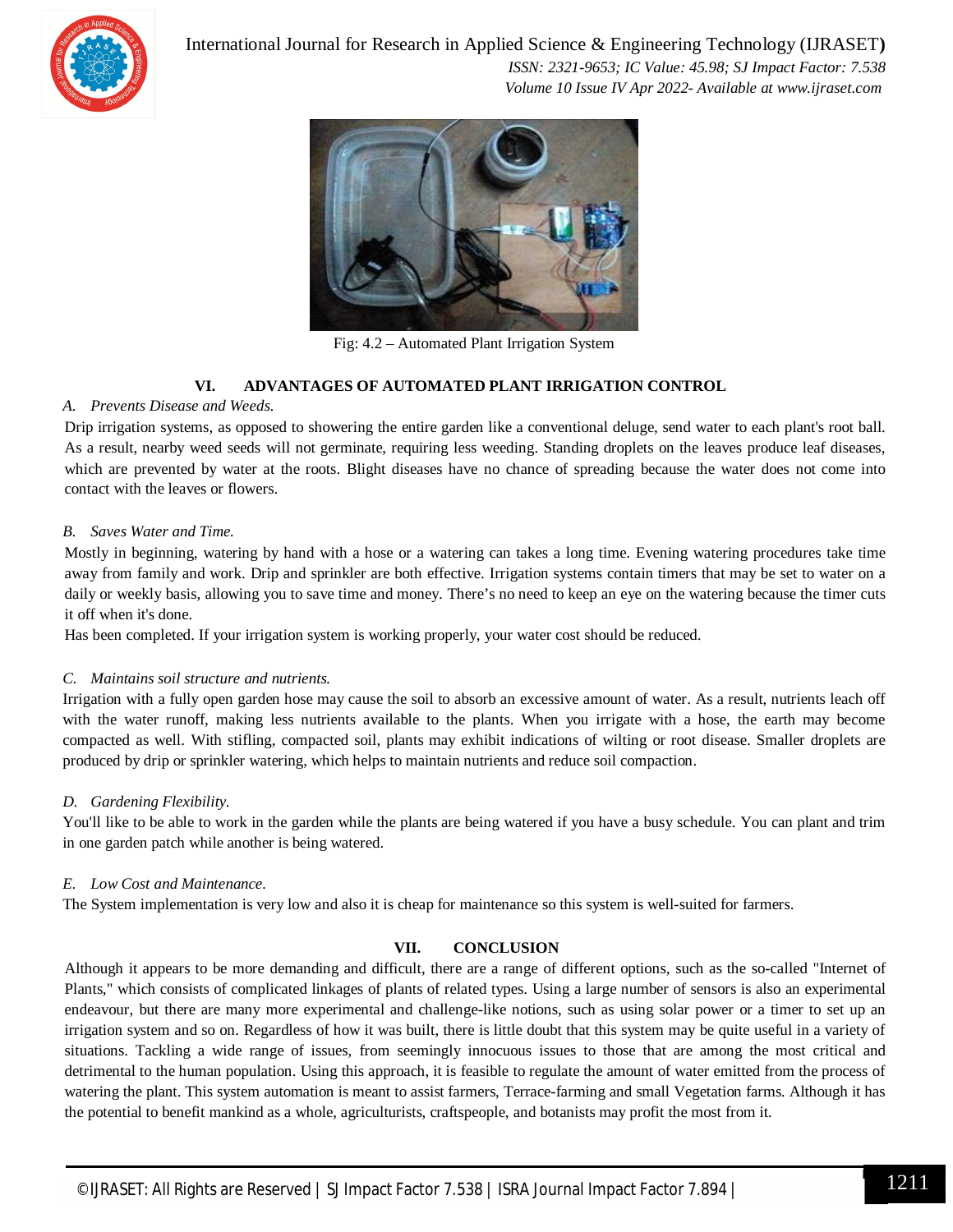Fig: 4.2 – Automated Plant Irrigation System

## VI. ADVANTAGES OF AUTOMATED PLANT IRRIGATION CONTROL

### *A. Prevents Disease and Weeds.*

Drip irrigation systems, as opposed to showering the entire garden like a conventional deluge, send water to each plant's root ball. As a result, nearby weed seeds will not germinate, requiring less weeding. Standing droplets on the leaves produce leaf diseases, which are prevented by water at the roots. Blight diseases have no chance of spreading because the water does not come into contact with the leaves or flowers.

### *B. Saves Water and Time.*

Mostly in beginning, watering by hand with a hose or a watering can takes a long time. Evening watering procedures take time away from family and work. Drip and sprinkler are both effective. Irrigation systems contain timers that may be set to water on a daily or weekly basis, allowing you to save time and money. There's no need to keep an eye on the watering because the timer cuts it off when it's done.

Has been completed. If your irrigation system is working properly, your water cost should be reduced.

### *C. Maintains soil structure and nutrients.*

Irrigation with a fully open garden hose may cause the soil to absorb an excessive amount of water. As a result, nutrients leach off with the water runoff, making less nutrients available to the plants. When you irrigate with a hose, the earth may become compacted as well. With stifling, compacted soil, plants may exhibit indications of wilting or root disease. Smaller droplets are produced by drip or sprinkler watering, which helps to maintain nutrients and reduce soil compaction.

### *D. Gardening Flexibility.*

You'll like to be able to work in the garden while the plants are being watered if you have a busy schedule. You can plant and trim in one garden patch while another is being watered.

### *E. Low Cost and Maintenance.*

The System implementation is very low and also it is cheap for maintenance so this system is well-suited for farmers.

## VII. CONCLUSION

Although it appears to be more demanding and difficult, there are a range of different options, such as the so-called "Internet of Plants," which consists of complicated linkages of plants of related types. Using a large number of sensors is also an experimental endeavour, but there are many more experimental and challenge-like notions, such as using solar power or a timer to set up an irrigation system and so on. Regardless of how it was built, there is little doubt that this system may be quite useful in a variety of situations. Tackling a wide range of issues, from seemingly innocuous issues to those that are among the most critical and detrimental to the human population. Using this approach, it is feasible to regulate the amount of water emitted from the process of watering the plant. This system automation is meant to assist farmers, Terrace-farming and small Vegetation farms. Although it has the potential to benefit mankind as a whole, agriculturists, craftspeople, and botanists may profit the most from it.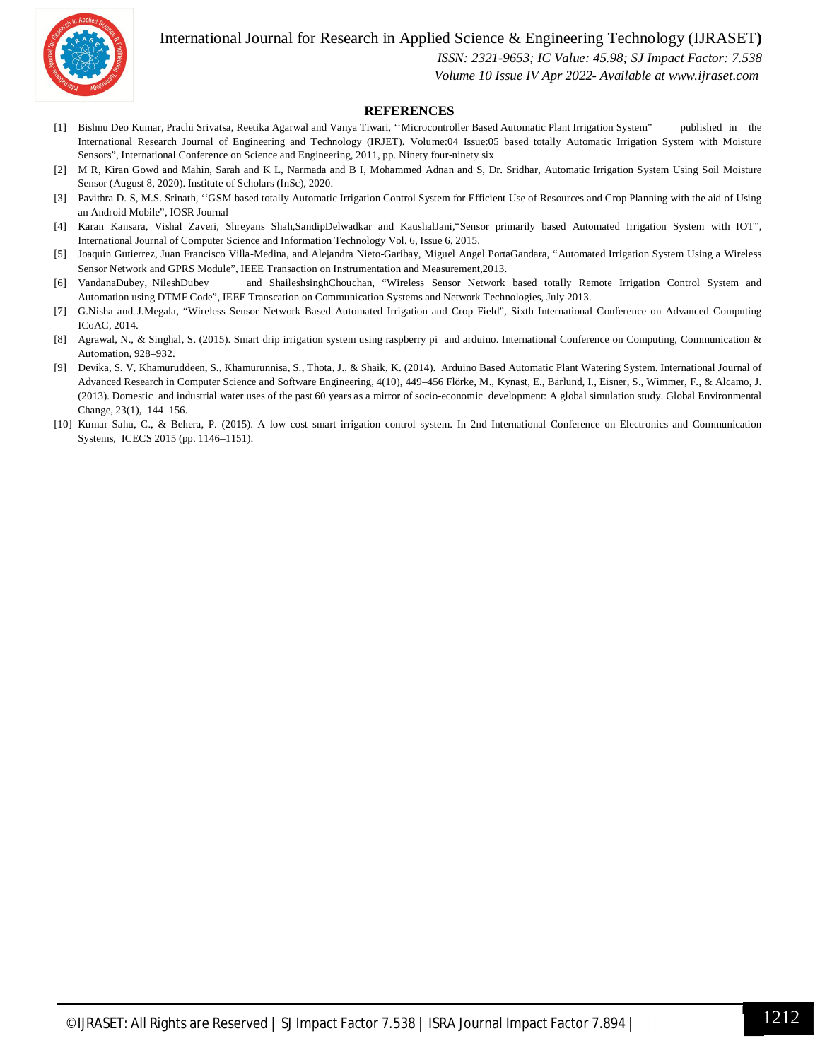## REFERENCES

[1] Bishnu Deo Kumar, Prachi Srivatsa, Reetika Agarwal and Vanya Tiwari, ''Microcontroller Based Automatic Plant Irrigation System" published in the International Research Journal of Engineering and Technology (IRJET). Volume:04 Issue:05 based totally Automatic Irrigation System with Moisture Sensors", International Conference on Science and Engineering, 2011, pp. Ninety four-ninety six

[2] M R, Kiran Gowd and Mahin, Sarah and K L, Narmada and B I, Mohammed Adnan and S, Dr. Sridhar, Automatic Irrigation System Using Soil Moisture Sensor (August 8, 2020). Institute of Scholars (InSc), 2020.

[3] Pavithra D. S, M.S. Srinath, ''GSM based totally Automatic Irrigation Control System for Efficient Use of Resources and Crop Planning with the aid of Using an Android Mobile", IOSR Journal

[4] Karan Kansara, Vishal Zaveri, Shreyans Shah,SandipDelwadkar and KaushalJani,"Sensor primarily based Automated Irrigation System with IOT", International Journal of Computer Science and Information Technology Vol. 6, Issue 6, 2015.

[5] Joaquin Gutierrez, Juan Francisco Villa-Medina, and Alejandra Nieto-Garibay, Miguel Angel PortaGandara, "Automated Irrigation System Using a Wireless Sensor Network and GPRS Module", IEEE Transaction on Instrumentation and Measurement,2013.

[6] VandanaDubey, NileshDubey and ShaileshsinghChouchan, "Wireless Sensor Network based totally Remote Irrigation Control System and Automation using DTMF Code", IEEE Transcation on Communication Systems and Network Technologies, July 2013.

[7] G.Nisha and J.Megala, "Wireless Sensor Network Based Automated Irrigation and Crop Field", Sixth International Conference on Advanced Computing ICoAC, 2014.

[8] Agrawal, N., & Singhal, S. (2015). Smart drip irrigation system using raspberry pi and arduino. International Conference on Computing, Communication & Automation, 928–932.

[9] Devika, S. V, Khamuruddeen, S., Khamurunnisa, S., Thota, J., & Shaik, K. (2014). Arduino Based Automatic Plant Watering System. International Journal of Advanced Research in Computer Science and Software Engineering, 4(10), 449–456 Flörke, M., Kynast, E., Bärlund, I., Eisner, S., Wimmer, F., & Alcamo, J. (2013). Domestic and industrial water uses of the past 60 years as a mirror of socio-economic development: A global simulation study. Global Environmental Change, 23(1), 144–156.

[10] Kumar Sahu, C., & Behera, P. (2015). A low cost smart irrigation control system. In 2nd International Conference on Electronics and Communication Systems, ICECS 2015 (pp. 1146–1151).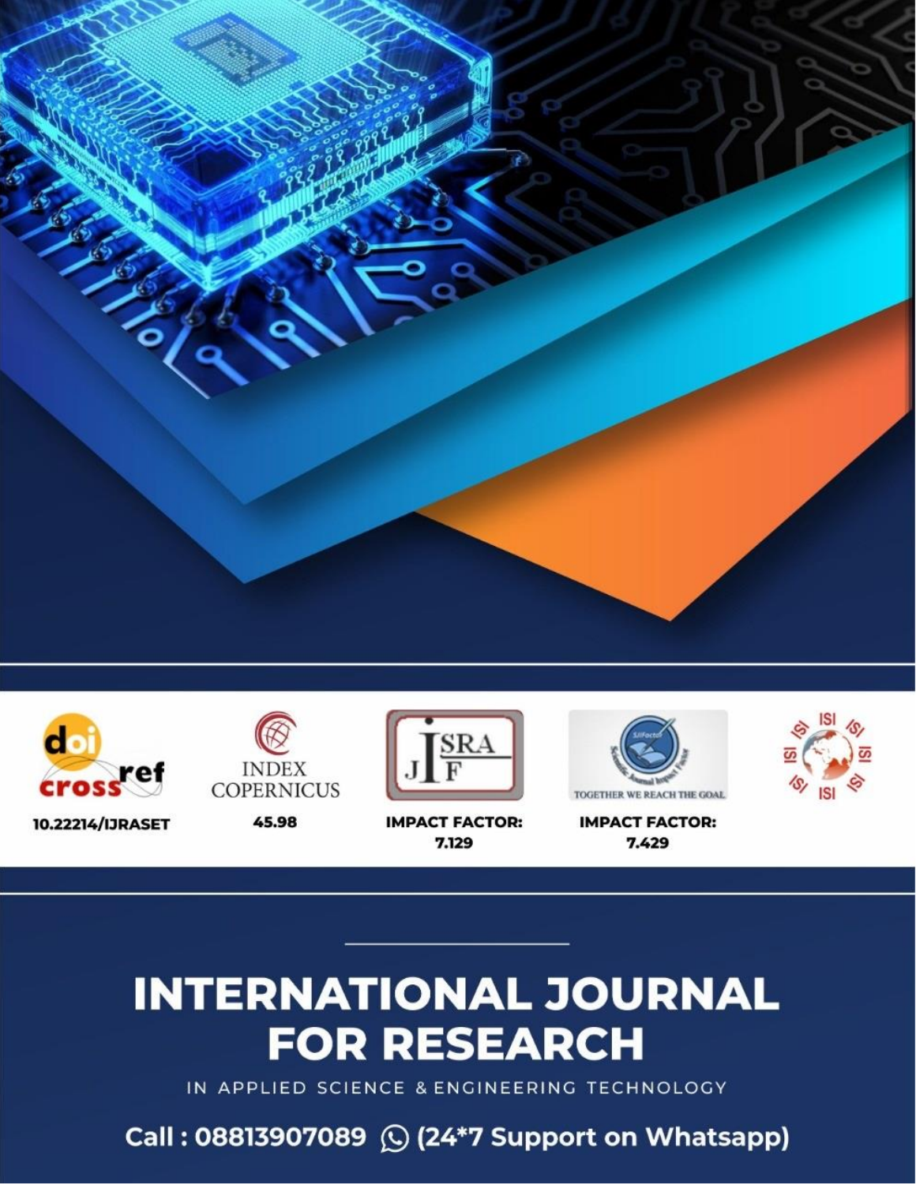10.22214/IJRASET

INDEX COPERNICUS

45.98

IMPACT FACTOR: 7.129

IMPACT FACTOR: 7.429

# INTERNATIONAL JOURNAL FOR RESEARCH

IN APPLIED SCIENCE & ENGINEERING TECHNOLOGY

Call : 08813907089 (24*7 Support on Whatsapp)